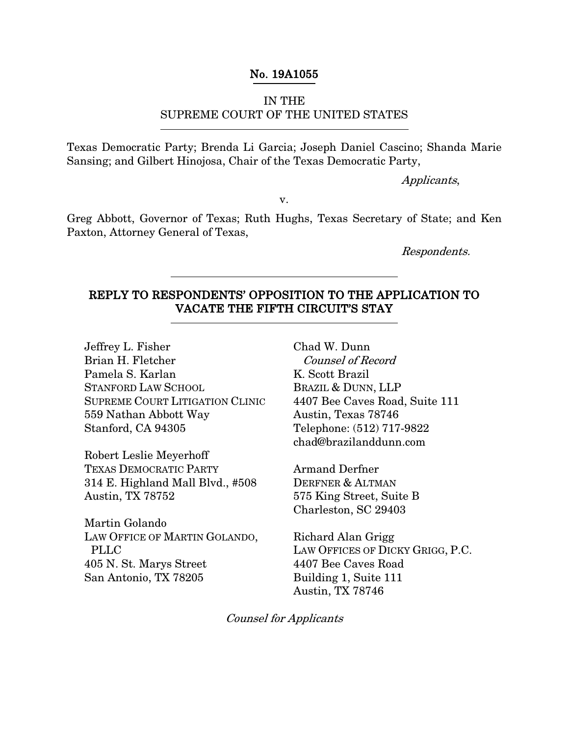**No. 19A1055**

IN THE
SUPREME COURT OF THE UNITED STATES

---

Texas Democratic Party; Brenda Li Garcia; Joseph Daniel Cascino; Shanda Marie Sansing; and Gilbert Hinojosa, Chair of the Texas Democratic Party,

*Applicants*,

v.

Greg Abbott, Governor of Texas; Ruth Hughs, Texas Secretary of State; and Ken Paxton, Attorney General of Texas,

*Respondents.*

---

## REPLY TO RESPONDENTS' OPPOSITION TO THE APPLICATION TO VACATE THE FIFTH CIRCUIT'S STAY

---

Jeffrey L. Fisher
Brian H. Fletcher
Pamela S. Karlan
STANFORD LAW SCHOOL
SUPREME COURT LITIGATION CLINIC
559 Nathan Abbott Way
Stanford, CA 94305

Robert Leslie Meyerhoff
TEXAS DEMOCRATIC PARTY
314 E. Highland Mall Blvd., #508
Austin, TX 78752

Martin Golando
LAW OFFICE OF MARTIN GOLANDO, PLLC
405 N. St. Marys Street
San Antonio, TX 78205

Chad W. Dunn
*Counsel of Record*
K. Scott Brazil
BRAZIL & DUNN, LLP
4407 Bee Caves Road, Suite 111
Austin, Texas 78746
Telephone: (512) 717-9822
chad@brazilanddunn.com

Armand Derfner
DERFNER & ALTMAN
575 King Street, Suite B
Charleston, SC 29403

Richard Alan Grigg
LAW OFFICES OF DICKY GRIGG, P.C.
4407 Bee Caves Road
Building 1, Suite 111
Austin, TX 78746

*Counsel for Applicants*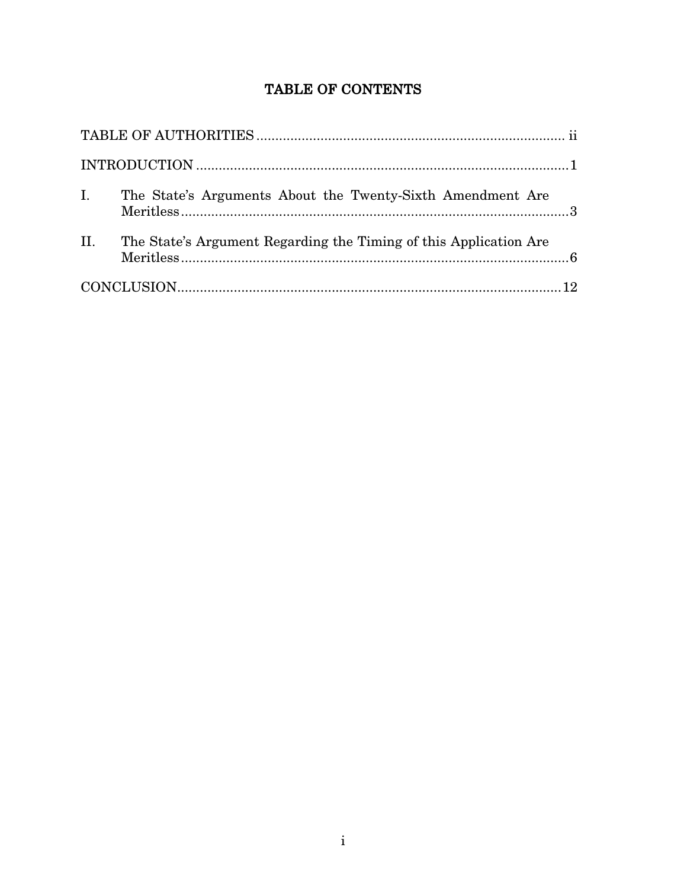# TABLE OF CONTENTS

TABLE OF AUTHORITIES .................................................................................. ii

INTRODUCTION ...................................................................................................1

I. The State's Arguments About the Twenty-Sixth Amendment Are Meritless........................................................................................................3

II. The State's Argument Regarding the Timing of this Application Are Meritless........................................................................................................6

CONCLUSION......................................................................................................12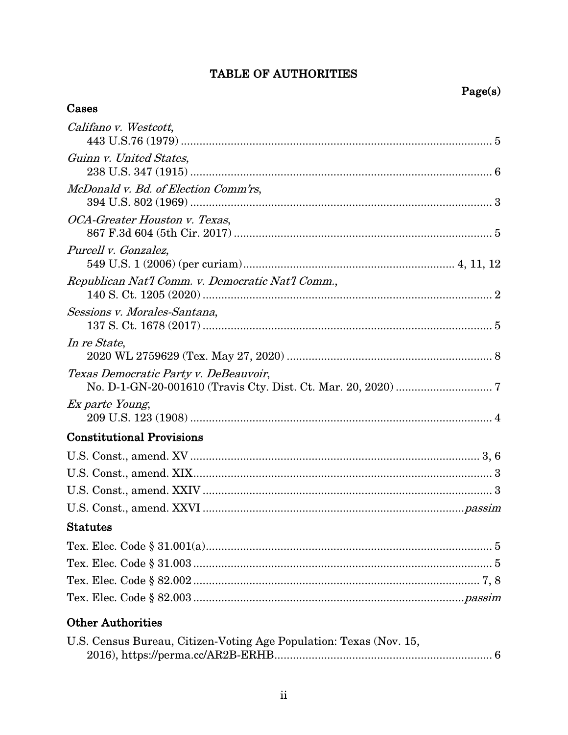# TABLE OF AUTHORITIES

**Page(s)**

## Cases

*Califano v. Westcott*,
443 U.S.76 (1979) ........................................................ 5

*Guinn v. United States*,
238 U.S. 347 (1915) ........................................................ 6

*McDonald v. Bd. of Election Comm'rs*,
394 U.S. 802 (1969) ........................................................ 3

*OCA-Greater Houston v. Texas*,
867 F.3d 604 (5th Cir. 2017) ........................................................ 5

*Purcell v. Gonzalez*,
549 U.S. 1 (2006) (per curiam) ........................................................ 4, 11, 12

*Republican Nat'l Comm. v. Democratic Nat'l Comm.*,
140 S. Ct. 1205 (2020) ........................................................ 2

*Sessions v. Morales-Santana*,
137 S. Ct. 1678 (2017) ........................................................ 5

*In re State*,
2020 WL 2759629 (Tex. May 27, 2020) ........................................................ 8

*Texas Democratic Party v. DeBeauvoir*,
No. D-1-GN-20-001610 (Travis Cty. Dist. Ct. Mar. 20, 2020) ........................................................ 7

*Ex parte Young*,
209 U.S. 123 (1908) ........................................................ 4

## Constitutional Provisions

U.S. Const., amend. XV ........................................................ 3, 6

U.S. Const., amend. XIX ........................................................ 3

U.S. Const., amend. XXIV ........................................................ 3

U.S. Const., amend. XXVI ........................................................ *passim*

## Statutes

Tex. Elec. Code § 31.001(a) ........................................................ 5

Tex. Elec. Code § 31.003 ........................................................ 5

Tex. Elec. Code § 82.002 ........................................................ 7, 8

Tex. Elec. Code § 82.003 ........................................................ *passim*

## Other Authorities

U.S. Census Bureau, Citizen-Voting Age Population: Texas (Nov. 15, 2016), https://perma.cc/AR2B-ERHB ........................................................ 6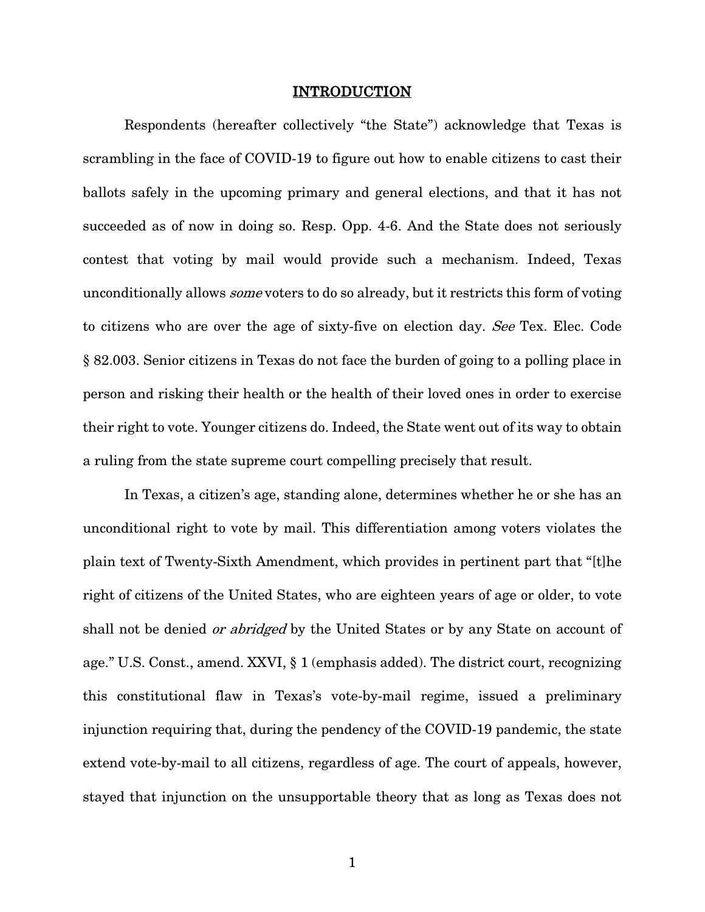# INTRODUCTION

Respondents (hereafter collectively "the State") acknowledge that Texas is scrambling in the face of COVID-19 to figure out how to enable citizens to cast their ballots safely in the upcoming primary and general elections, and that it has not succeeded as of now in doing so. Resp. Opp. 4-6. And the State does not seriously contest that voting by mail would provide such a mechanism. Indeed, Texas unconditionally allows *some* voters to do so already, but it restricts this form of voting to citizens who are over the age of sixty-five on election day. *See* Tex. Elec. Code § 82.003. Senior citizens in Texas do not face the burden of going to a polling place in person and risking their health or the health of their loved ones in order to exercise their right to vote. Younger citizens do. Indeed, the State went out of its way to obtain a ruling from the state supreme court compelling precisely that result.

In Texas, a citizen's age, standing alone, determines whether he or she has an unconditional right to vote by mail. This differentiation among voters violates the plain text of Twenty-Sixth Amendment, which provides in pertinent part that "[t]he right of citizens of the United States, who are eighteen years of age or older, to vote shall not be denied *or abridged* by the United States or by any State on account of age." U.S. Const., amend. XXVI, § 1 (emphasis added). The district court, recognizing this constitutional flaw in Texas's vote-by-mail regime, issued a preliminary injunction requiring that, during the pendency of the COVID-19 pandemic, the state extend vote-by-mail to all citizens, regardless of age. The court of appeals, however, stayed that injunction on the unsupportable theory that as long as Texas does not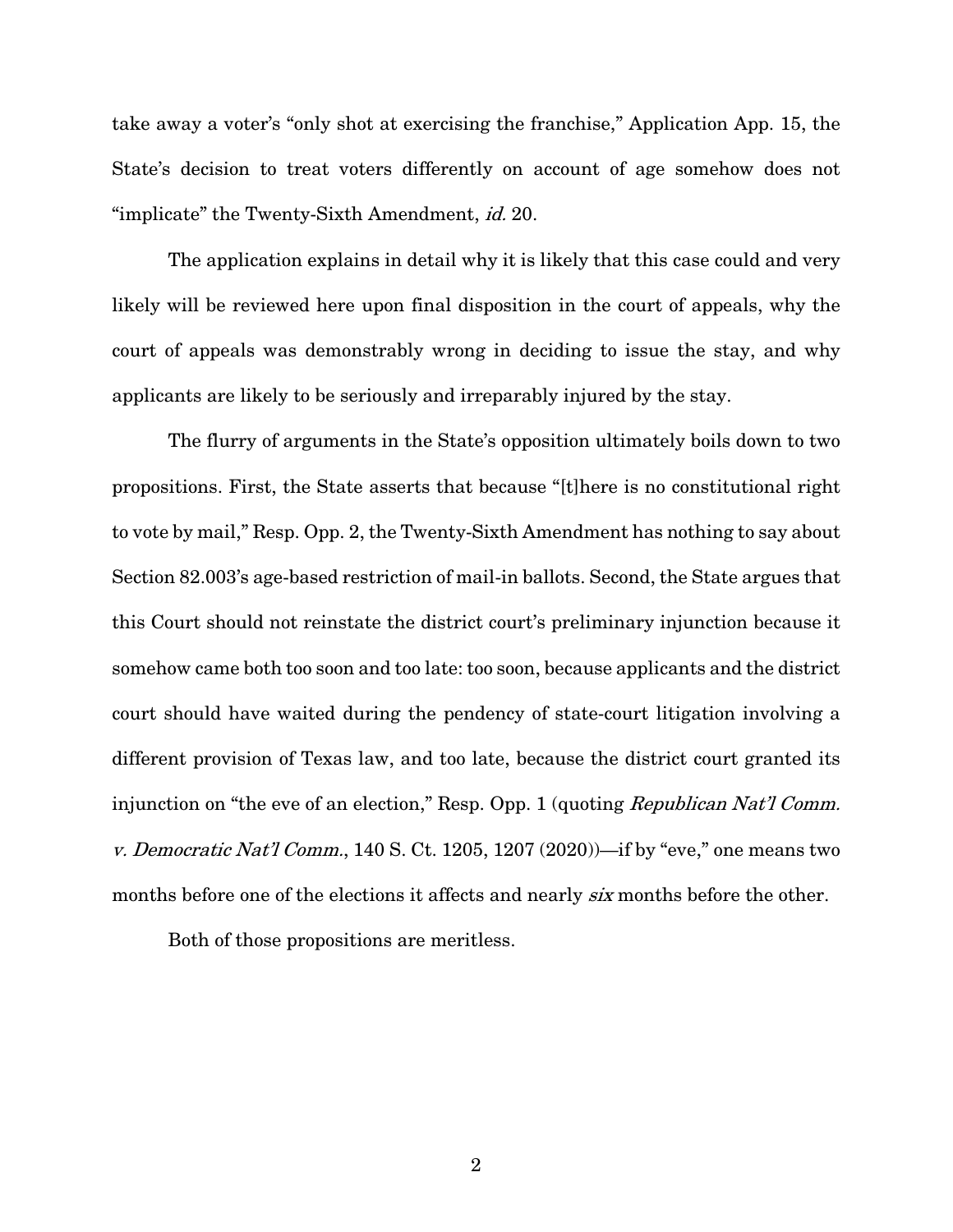take away a voter's "only shot at exercising the franchise," Application App. 15, the State's decision to treat voters differently on account of age somehow does not "implicate" the Twenty-Sixth Amendment, *id.* 20.

The application explains in detail why it is likely that this case could and very likely will be reviewed here upon final disposition in the court of appeals, why the court of appeals was demonstrably wrong in deciding to issue the stay, and why applicants are likely to be seriously and irreparably injured by the stay.

The flurry of arguments in the State's opposition ultimately boils down to two propositions. First, the State asserts that because "[t]here is no constitutional right to vote by mail," Resp. Opp. 2, the Twenty-Sixth Amendment has nothing to say about Section 82.003's age-based restriction of mail-in ballots. Second, the State argues that this Court should not reinstate the district court's preliminary injunction because it somehow came both too soon and too late: too soon, because applicants and the district court should have waited during the pendency of state-court litigation involving a different provision of Texas law, and too late, because the district court granted its injunction on "the eve of an election," Resp. Opp. 1 (quoting *Republican Nat'l Comm. v. Democratic Nat'l Comm.*, 140 S. Ct. 1205, 1207 (2020))—if by "eve," one means two months before one of the elections it affects and nearly *six* months before the other.

Both of those propositions are meritless.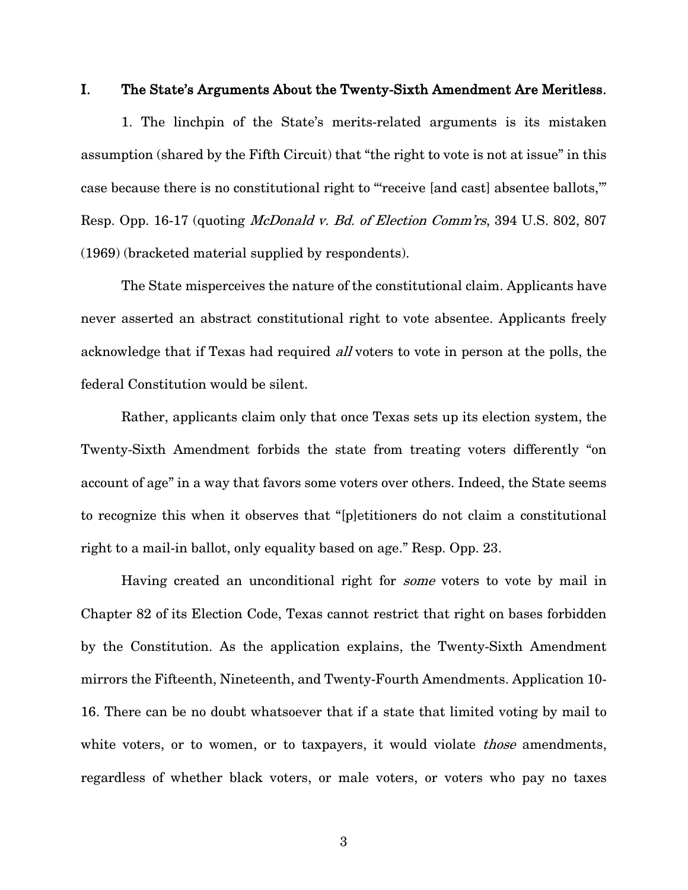## I. The State's Arguments About the Twenty-Sixth Amendment Are Meritless.

1. The linchpin of the State's merits-related arguments is its mistaken assumption (shared by the Fifth Circuit) that "the right to vote is not at issue" in this case because there is no constitutional right to "'receive [and cast] absentee ballots,'" Resp. Opp. 16-17 (quoting *McDonald v. Bd. of Election Comm'rs*, 394 U.S. 802, 807 (1969) (bracketed material supplied by respondents).

The State misperceives the nature of the constitutional claim. Applicants have never asserted an abstract constitutional right to vote absentee. Applicants freely acknowledge that if Texas had required *all* voters to vote in person at the polls, the federal Constitution would be silent.

Rather, applicants claim only that once Texas sets up its election system, the Twenty-Sixth Amendment forbids the state from treating voters differently "on account of age" in a way that favors some voters over others. Indeed, the State seems to recognize this when it observes that "[p]etitioners do not claim a constitutional right to a mail-in ballot, only equality based on age." Resp. Opp. 23.

Having created an unconditional right for *some* voters to vote by mail in Chapter 82 of its Election Code, Texas cannot restrict that right on bases forbidden by the Constitution. As the application explains, the Twenty-Sixth Amendment mirrors the Fifteenth, Nineteenth, and Twenty-Fourth Amendments. Application 10-16. There can be no doubt whatsoever that if a state that limited voting by mail to white voters, or to women, or to taxpayers, it would violate *those* amendments, regardless of whether black voters, or male voters, or voters who pay no taxes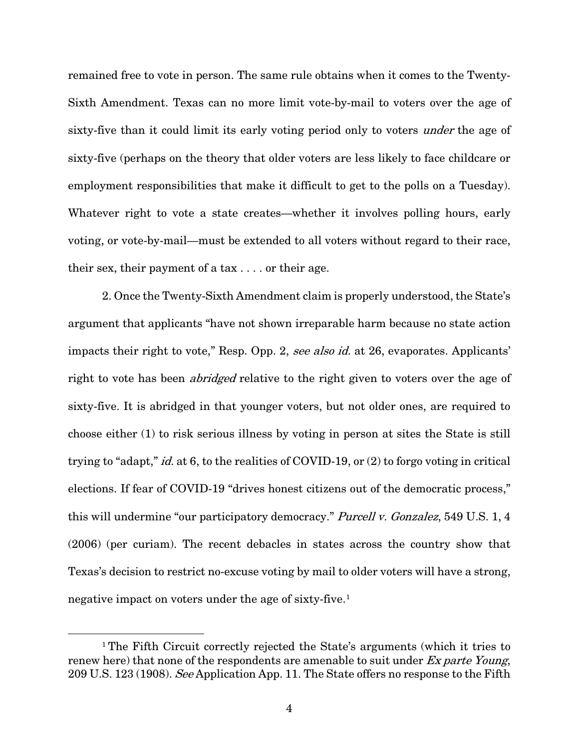remained free to vote in person. The same rule obtains when it comes to the Twenty-Sixth Amendment. Texas can no more limit vote-by-mail to voters over the age of sixty-five than it could limit its early voting period only to voters *under* the age of sixty-five (perhaps on the theory that older voters are less likely to face childcare or employment responsibilities that make it difficult to get to the polls on a Tuesday). Whatever right to vote a state creates—whether it involves polling hours, early voting, or vote-by-mail—must be extended to all voters without regard to their race, their sex, their payment of a tax . . . . or their age.

2. Once the Twenty-Sixth Amendment claim is properly understood, the State's argument that applicants "have not shown irreparable harm because no state action impacts their right to vote," Resp. Opp. 2, *see also id.* at 26, evaporates. Applicants' right to vote has been *abridged* relative to the right given to voters over the age of sixty-five. It is abridged in that younger voters, but not older ones, are required to choose either (1) to risk serious illness by voting in person at sites the State is still trying to "adapt," *id.* at 6, to the realities of COVID-19, or (2) to forgo voting in critical elections. If fear of COVID-19 "drives honest citizens out of the democratic process," this will undermine "our participatory democracy." *Purcell v. Gonzalez*, 549 U.S. 1, 4 (2006) (per curiam). The recent debacles in states across the country show that Texas's decision to restrict no-excuse voting by mail to older voters will have a strong, negative impact on voters under the age of sixty-five.[1]

[1] The Fifth Circuit correctly rejected the State's arguments (which it tries to renew here) that none of the respondents are amenable to suit under *Ex parte Young*, 209 U.S. 123 (1908). *See* Application App. 11. The State offers no response to the Fifth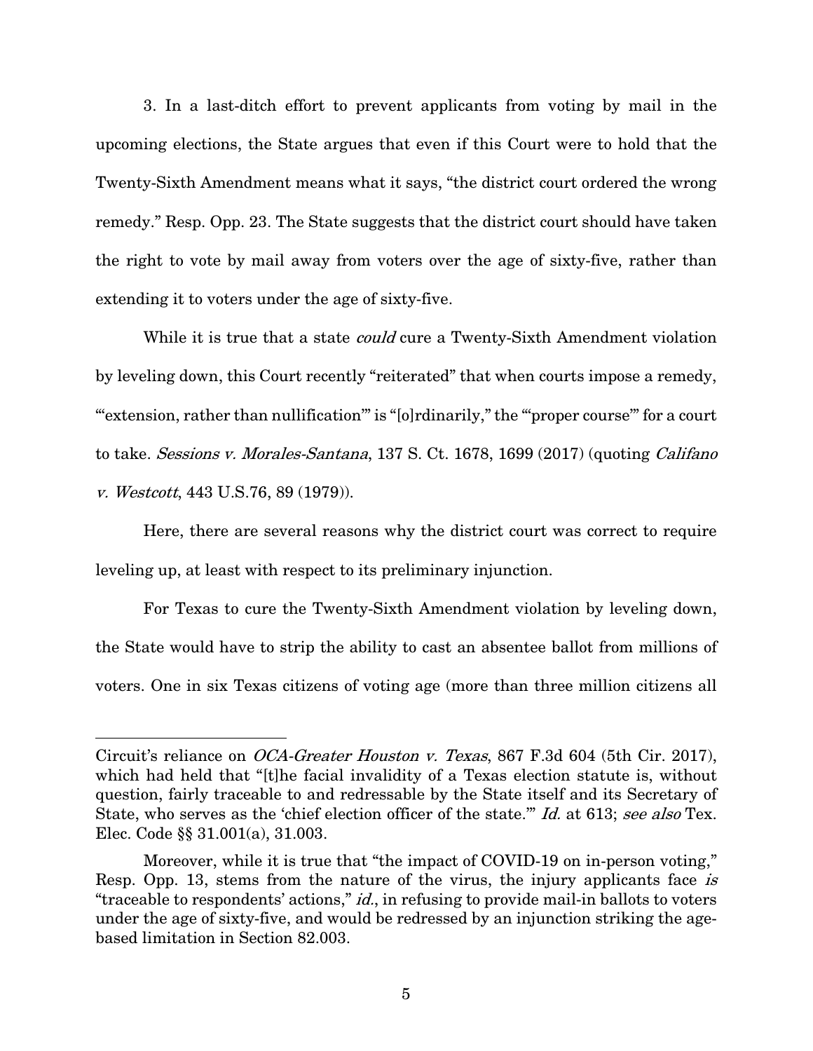3. In a last-ditch effort to prevent applicants from voting by mail in the upcoming elections, the State argues that even if this Court were to hold that the Twenty-Sixth Amendment means what it says, "the district court ordered the wrong remedy." Resp. Opp. 23. The State suggests that the district court should have taken the right to vote by mail away from voters over the age of sixty-five, rather than extending it to voters under the age of sixty-five.

While it is true that a state *could* cure a Twenty-Sixth Amendment violation by leveling down, this Court recently "reiterated" that when courts impose a remedy, "'extension, rather than nullification'" is "[o]rdinarily," the "'proper course'" for a court to take. *Sessions v. Morales-Santana*, 137 S. Ct. 1678, 1699 (2017) (quoting *Califano v. Westcott*, 443 U.S.76, 89 (1979)).

Here, there are several reasons why the district court was correct to require leveling up, at least with respect to its preliminary injunction.

For Texas to cure the Twenty-Sixth Amendment violation by leveling down, the State would have to strip the ability to cast an absentee ballot from millions of voters. One in six Texas citizens of voting age (more than three million citizens all

---

Circuit's reliance on *OCA-Greater Houston v. Texas*, 867 F.3d 604 (5th Cir. 2017), which had held that "[t]he facial invalidity of a Texas election statute is, without question, fairly traceable to and redressable by the State itself and its Secretary of State, who serves as the 'chief election officer of the state.'" *Id.* at 613; *see also* Tex. Elec. Code §§ 31.001(a), 31.003.

Moreover, while it is true that "the impact of COVID-19 on in-person voting," Resp. Opp. 13, stems from the nature of the virus, the injury applicants face *is* "traceable to respondents' actions," *id.*, in refusing to provide mail-in ballots to voters under the age of sixty-five, and would be redressed by an injunction striking the age-based limitation in Section 82.003.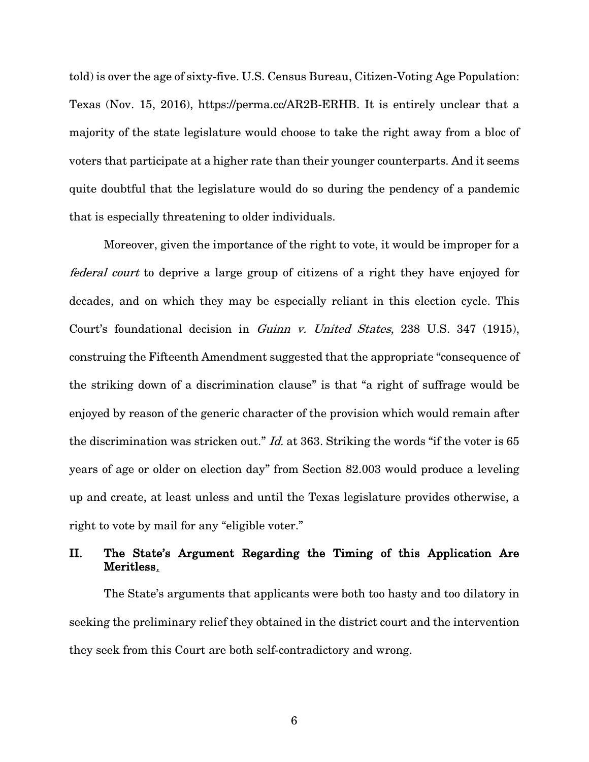told) is over the age of sixty-five. U.S. Census Bureau, Citizen-Voting Age Population: Texas (Nov. 15, 2016), https://perma.cc/AR2B-ERHB. It is entirely unclear that a majority of the state legislature would choose to take the right away from a bloc of voters that participate at a higher rate than their younger counterparts. And it seems quite doubtful that the legislature would do so during the pendency of a pandemic that is especially threatening to older individuals.

Moreover, given the importance of the right to vote, it would be improper for a *federal court* to deprive a large group of citizens of a right they have enjoyed for decades, and on which they may be especially reliant in this election cycle. This Court's foundational decision in *Guinn v. United States*, 238 U.S. 347 (1915), construing the Fifteenth Amendment suggested that the appropriate "consequence of the striking down of a discrimination clause" is that "a right of suffrage would be enjoyed by reason of the generic character of the provision which would remain after the discrimination was stricken out." *Id.* at 363. Striking the words "if the voter is 65 years of age or older on election day" from Section 82.003 would produce a leveling up and create, at least unless and until the Texas legislature provides otherwise, a right to vote by mail for any "eligible voter."

## II. The State's Argument Regarding the Timing of this Application Are Meritless.

The State's arguments that applicants were both too hasty and too dilatory in seeking the preliminary relief they obtained in the district court and the intervention they seek from this Court are both self-contradictory and wrong.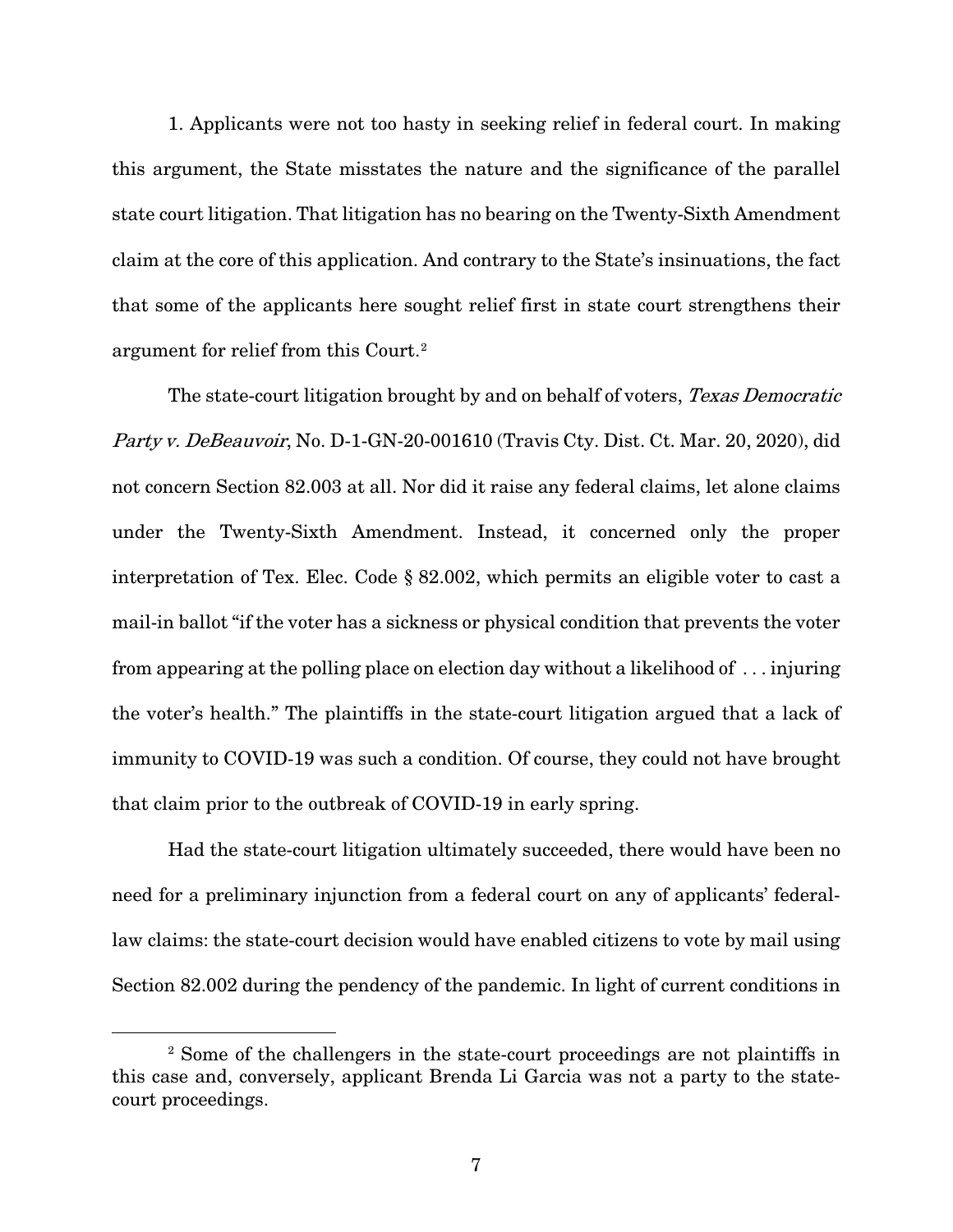1. Applicants were not too hasty in seeking relief in federal court. In making this argument, the State misstates the nature and the significance of the parallel state court litigation. That litigation has no bearing on the Twenty-Sixth Amendment claim at the core of this application. And contrary to the State's insinuations, the fact that some of the applicants here sought relief first in state court strengthens their argument for relief from this Court.[2]

The state-court litigation brought by and on behalf of voters, *Texas Democratic Party v. DeBeauvoir*, No. D-1-GN-20-001610 (Travis Cty. Dist. Ct. Mar. 20, 2020), did not concern Section 82.003 at all. Nor did it raise any federal claims, let alone claims under the Twenty-Sixth Amendment. Instead, it concerned only the proper interpretation of Tex. Elec. Code § 82.002, which permits an eligible voter to cast a mail-in ballot "if the voter has a sickness or physical condition that prevents the voter from appearing at the polling place on election day without a likelihood of . . . injuring the voter's health." The plaintiffs in the state-court litigation argued that a lack of immunity to COVID-19 was such a condition. Of course, they could not have brought that claim prior to the outbreak of COVID-19 in early spring.

Had the state-court litigation ultimately succeeded, there would have been no need for a preliminary injunction from a federal court on any of applicants' federal-law claims: the state-court decision would have enabled citizens to vote by mail using Section 82.002 during the pendency of the pandemic. In light of current conditions in

[2] Some of the challengers in the state-court proceedings are not plaintiffs in this case and, conversely, applicant Brenda Li Garcia was not a party to the state-court proceedings.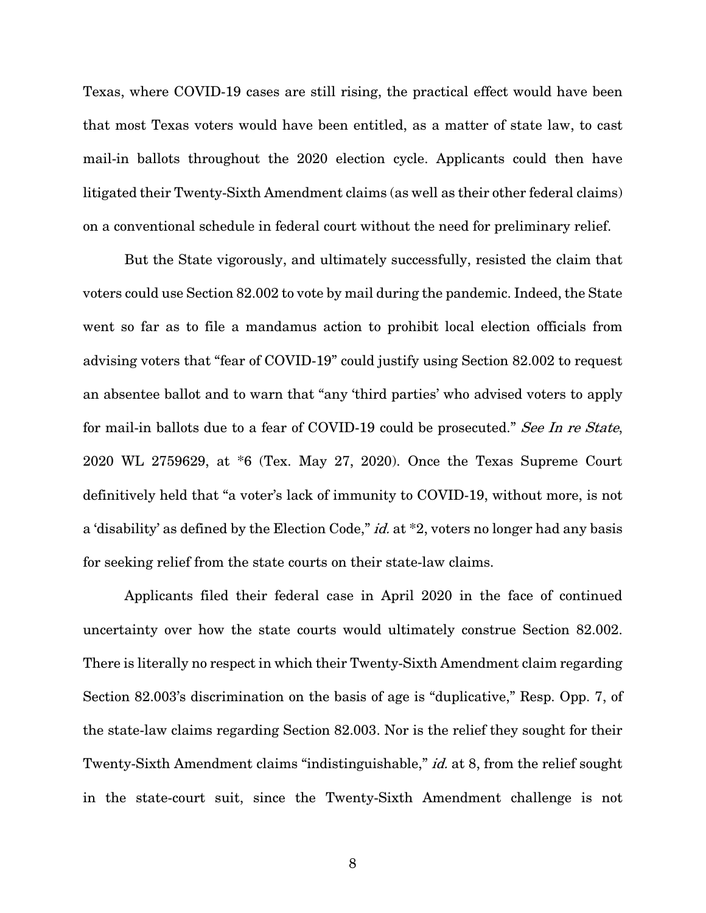Texas, where COVID-19 cases are still rising, the practical effect would have been that most Texas voters would have been entitled, as a matter of state law, to cast mail-in ballots throughout the 2020 election cycle. Applicants could then have litigated their Twenty-Sixth Amendment claims (as well as their other federal claims) on a conventional schedule in federal court without the need for preliminary relief.

But the State vigorously, and ultimately successfully, resisted the claim that voters could use Section 82.002 to vote by mail during the pandemic. Indeed, the State went so far as to file a mandamus action to prohibit local election officials from advising voters that "fear of COVID-19" could justify using Section 82.002 to request an absentee ballot and to warn that "any 'third parties' who advised voters to apply for mail-in ballots due to a fear of COVID-19 could be prosecuted." *See In re State*, 2020 WL 2759629, at *6 (Tex. May 27, 2020). Once the Texas Supreme Court definitively held that "a voter's lack of immunity to COVID-19, without more, is not a 'disability' as defined by the Election Code," *id.* at *2, voters no longer had any basis for seeking relief from the state courts on their state-law claims.

Applicants filed their federal case in April 2020 in the face of continued uncertainty over how the state courts would ultimately construe Section 82.002. There is literally no respect in which their Twenty-Sixth Amendment claim regarding Section 82.003's discrimination on the basis of age is "duplicative," Resp. Opp. 7, of the state-law claims regarding Section 82.003. Nor is the relief they sought for their Twenty-Sixth Amendment claims "indistinguishable," *id.* at 8, from the relief sought in the state-court suit, since the Twenty-Sixth Amendment challenge is not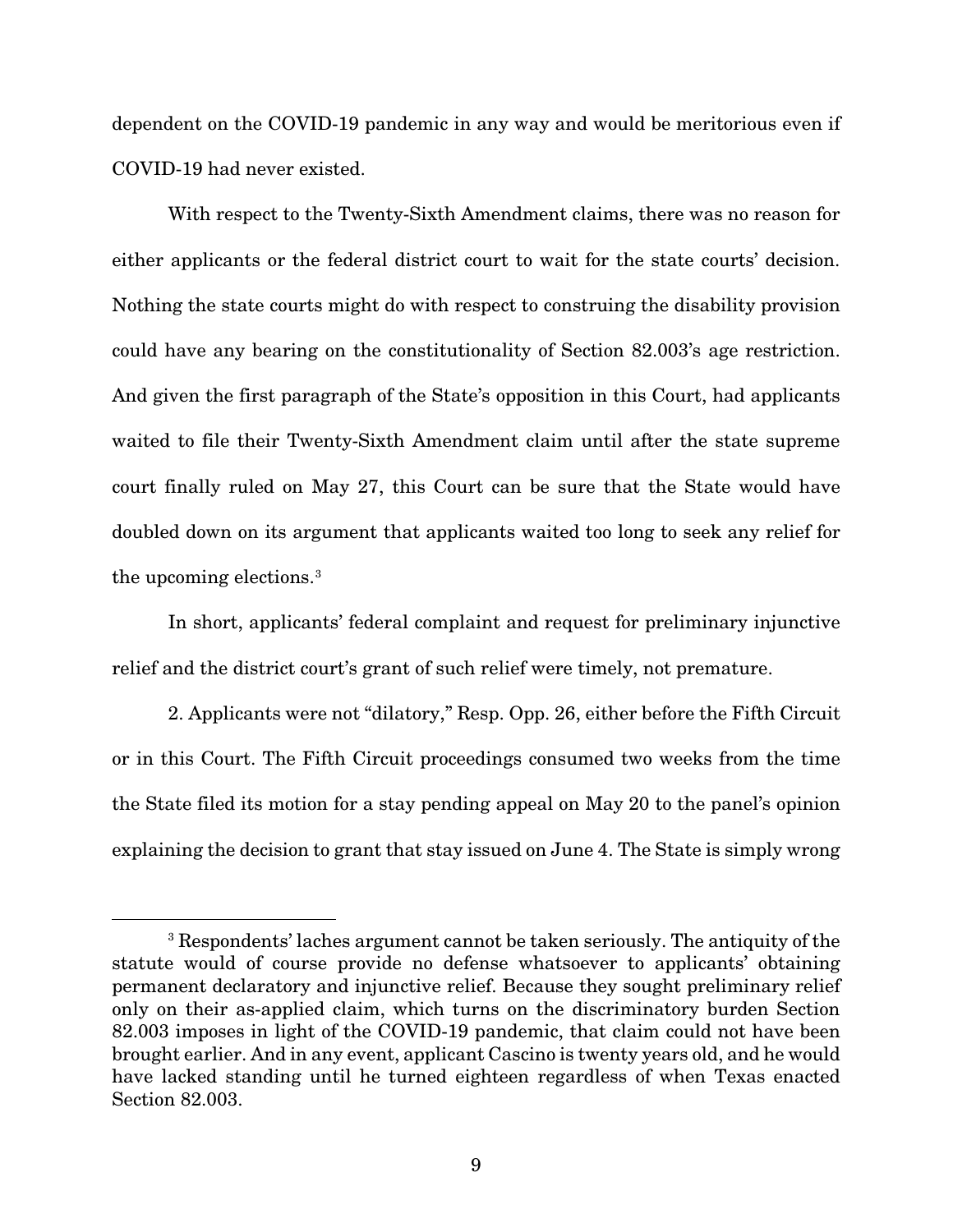dependent on the COVID-19 pandemic in any way and would be meritorious even if COVID-19 had never existed.

With respect to the Twenty-Sixth Amendment claims, there was no reason for either applicants or the federal district court to wait for the state courts' decision. Nothing the state courts might do with respect to construing the disability provision could have any bearing on the constitutionality of Section 82.003's age restriction. And given the first paragraph of the State's opposition in this Court, had applicants waited to file their Twenty-Sixth Amendment claim until after the state supreme court finally ruled on May 27, this Court can be sure that the State would have doubled down on its argument that applicants waited too long to seek any relief for the upcoming elections.[3]

In short, applicants' federal complaint and request for preliminary injunctive relief and the district court's grant of such relief were timely, not premature.

2. Applicants were not "dilatory," Resp. Opp. 26, either before the Fifth Circuit or in this Court. The Fifth Circuit proceedings consumed two weeks from the time the State filed its motion for a stay pending appeal on May 20 to the panel's opinion explaining the decision to grant that stay issued on June 4. The State is simply wrong

---

[3] Respondents' laches argument cannot be taken seriously. The antiquity of the statute would of course provide no defense whatsoever to applicants' obtaining permanent declaratory and injunctive relief. Because they sought preliminary relief only on their as-applied claim, which turns on the discriminatory burden Section 82.003 imposes in light of the COVID-19 pandemic, that claim could not have been brought earlier. And in any event, applicant Cascino is twenty years old, and he would have lacked standing until he turned eighteen regardless of when Texas enacted Section 82.003.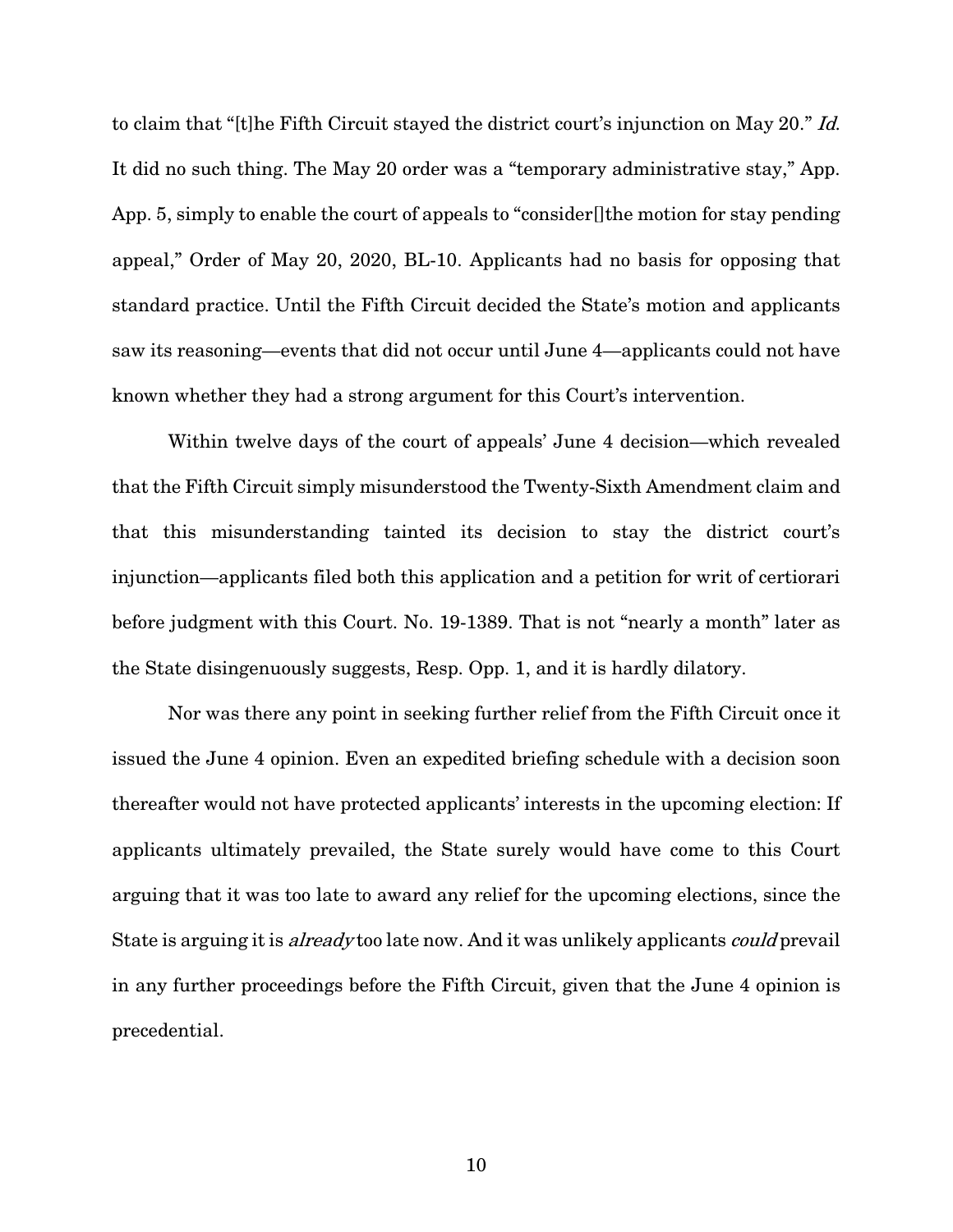to claim that "[t]he Fifth Circuit stayed the district court's injunction on May 20." *Id.* It did no such thing. The May 20 order was a "temporary administrative stay," App. App. 5, simply to enable the court of appeals to "consider[]the motion for stay pending appeal," Order of May 20, 2020, BL-10. Applicants had no basis for opposing that standard practice. Until the Fifth Circuit decided the State's motion and applicants saw its reasoning—events that did not occur until June 4—applicants could not have known whether they had a strong argument for this Court's intervention.

Within twelve days of the court of appeals' June 4 decision—which revealed that the Fifth Circuit simply misunderstood the Twenty-Sixth Amendment claim and that this misunderstanding tainted its decision to stay the district court's injunction—applicants filed both this application and a petition for writ of certiorari before judgment with this Court. No. 19-1389. That is not "nearly a month" later as the State disingenuously suggests, Resp. Opp. 1, and it is hardly dilatory.

Nor was there any point in seeking further relief from the Fifth Circuit once it issued the June 4 opinion. Even an expedited briefing schedule with a decision soon thereafter would not have protected applicants' interests in the upcoming election: If applicants ultimately prevailed, the State surely would have come to this Court arguing that it was too late to award any relief for the upcoming elections, since the State is arguing it is *already* too late now. And it was unlikely applicants *could* prevail in any further proceedings before the Fifth Circuit, given that the June 4 opinion is precedential.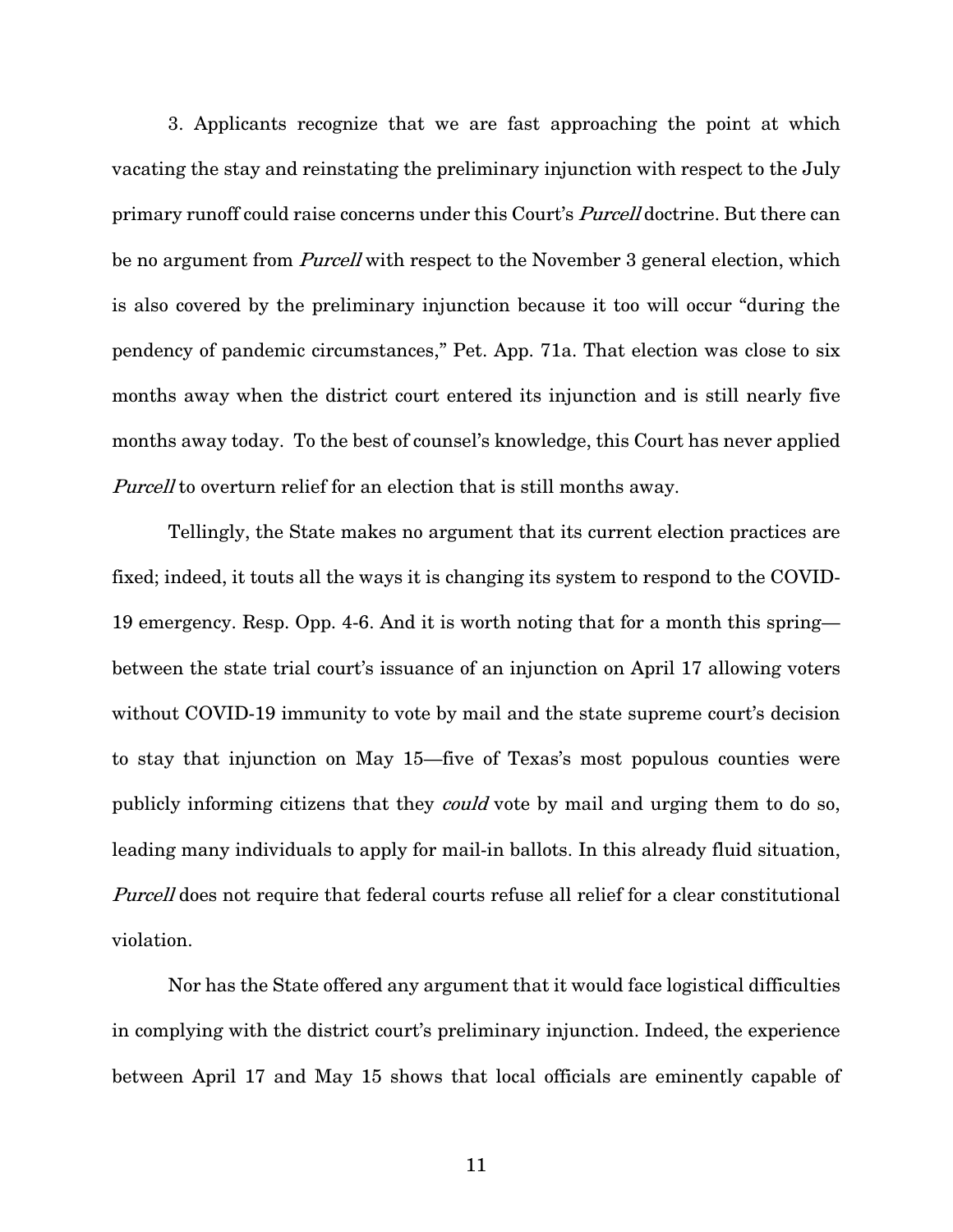3. Applicants recognize that we are fast approaching the point at which vacating the stay and reinstating the preliminary injunction with respect to the July primary runoff could raise concerns under this Court's *Purcell* doctrine. But there can be no argument from *Purcell* with respect to the November 3 general election, which is also covered by the preliminary injunction because it too will occur "during the pendency of pandemic circumstances," Pet. App. 71a. That election was close to six months away when the district court entered its injunction and is still nearly five months away today. To the best of counsel's knowledge, this Court has never applied *Purcell* to overturn relief for an election that is still months away.

Tellingly, the State makes no argument that its current election practices are fixed; indeed, it touts all the ways it is changing its system to respond to the COVID-19 emergency. Resp. Opp. 4-6. And it is worth noting that for a month this spring—between the state trial court's issuance of an injunction on April 17 allowing voters without COVID-19 immunity to vote by mail and the state supreme court's decision to stay that injunction on May 15—five of Texas's most populous counties were publicly informing citizens that they *could* vote by mail and urging them to do so, leading many individuals to apply for mail-in ballots. In this already fluid situation, *Purcell* does not require that federal courts refuse all relief for a clear constitutional violation.

Nor has the State offered any argument that it would face logistical difficulties in complying with the district court's preliminary injunction. Indeed, the experience between April 17 and May 15 shows that local officials are eminently capable of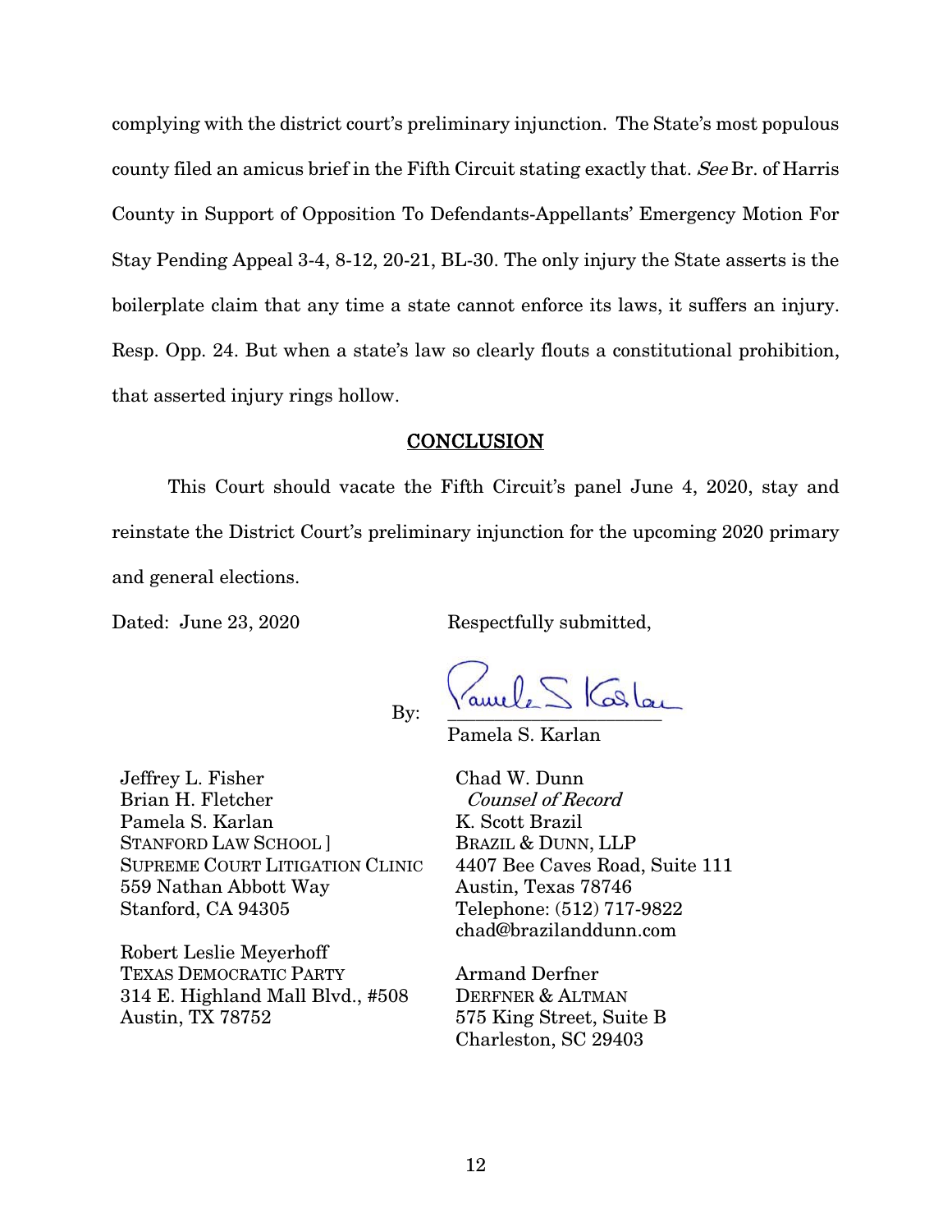complying with the district court's preliminary injunction. The State's most populous county filed an amicus brief in the Fifth Circuit stating exactly that. *See* Br. of Harris County in Support of Opposition To Defendants-Appellants' Emergency Motion For Stay Pending Appeal 3-4, 8-12, 20-21, BL-30. The only injury the State asserts is the boilerplate claim that any time a state cannot enforce its laws, it suffers an injury. Resp. Opp. 24. But when a state's law so clearly flouts a constitutional prohibition, that asserted injury rings hollow.

## CONCLUSION

This Court should vacate the Fifth Circuit's panel June 4, 2020, stay and reinstate the District Court's preliminary injunction for the upcoming 2020 primary and general elections.

Dated: June 23, 2020

Respectfully submitted,

By: ______________________
Pamela S. Karlan

Jeffrey L. Fisher
Brian H. Fletcher
Pamela S. Karlan
STANFORD LAW SCHOOL ]
SUPREME COURT LITIGATION CLINIC
559 Nathan Abbott Way
Stanford, CA 94305

Robert Leslie Meyerhoff
TEXAS DEMOCRATIC PARTY
314 E. Highland Mall Blvd., #508
Austin, TX 78752

Chad W. Dunn
*Counsel of Record*
K. Scott Brazil
BRAZIL & DUNN, LLP
4407 Bee Caves Road, Suite 111
Austin, Texas 78746
Telephone: (512) 717-9822
chad@brazilanddunn.com

Armand Derfner
DERFNER & ALTMAN
575 King Street, Suite B
Charleston, SC 29403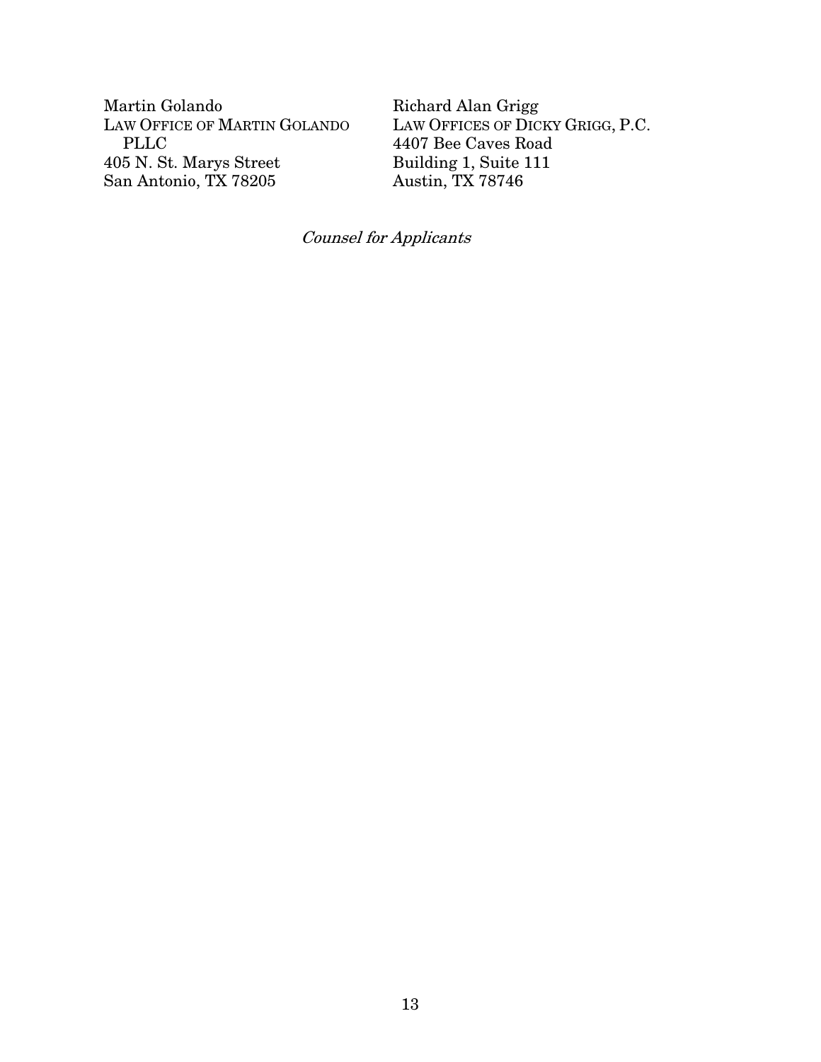Martin Golando
LAW OFFICE OF MARTIN GOLANDO PLLC
405 N. St. Marys Street
San Antonio, TX 78205

Richard Alan Grigg
LAW OFFICES OF DICKY GRIGG, P.C.
4407 Bee Caves Road
Building 1, Suite 111
Austin, TX 78746

*Counsel for Applicants*